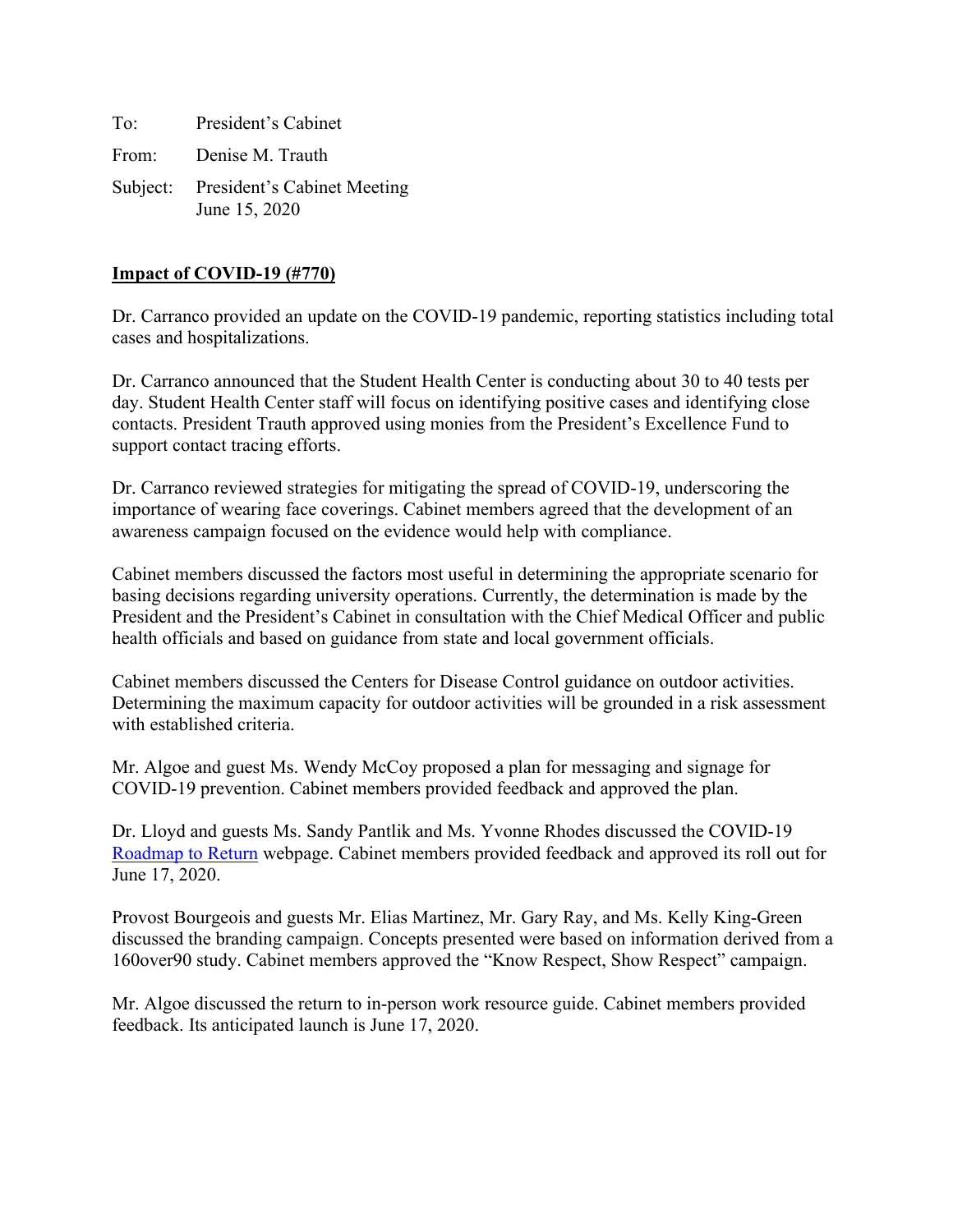To: President's Cabinet

From: Denise M. Trauth

Subject: President's Cabinet Meeting
June 15, 2020

**Impact of COVID-19 (#770)**

Dr. Carranco provided an update on the COVID-19 pandemic, reporting statistics including total cases and hospitalizations.

Dr. Carranco announced that the Student Health Center is conducting about 30 to 40 tests per day. Student Health Center staff will focus on identifying positive cases and identifying close contacts. President Trauth approved using monies from the President's Excellence Fund to support contact tracing efforts.

Dr. Carranco reviewed strategies for mitigating the spread of COVID-19, underscoring the importance of wearing face coverings. Cabinet members agreed that the development of an awareness campaign focused on the evidence would help with compliance.

Cabinet members discussed the factors most useful in determining the appropriate scenario for basing decisions regarding university operations. Currently, the determination is made by the President and the President's Cabinet in consultation with the Chief Medical Officer and public health officials and based on guidance from state and local government officials.

Cabinet members discussed the Centers for Disease Control guidance on outdoor activities. Determining the maximum capacity for outdoor activities will be grounded in a risk assessment with established criteria.

Mr. Algoe and guest Ms. Wendy McCoy proposed a plan for messaging and signage for COVID-19 prevention. Cabinet members provided feedback and approved the plan.

Dr. Lloyd and guests Ms. Sandy Pantlik and Ms. Yvonne Rhodes discussed the COVID-19 Roadmap to Return webpage. Cabinet members provided feedback and approved its roll out for June 17, 2020.

Provost Bourgeois and guests Mr. Elias Martinez, Mr. Gary Ray, and Ms. Kelly King-Green discussed the branding campaign. Concepts presented were based on information derived from a 160over90 study. Cabinet members approved the "Know Respect, Show Respect" campaign.

Mr. Algoe discussed the return to in-person work resource guide. Cabinet members provided feedback. Its anticipated launch is June 17, 2020.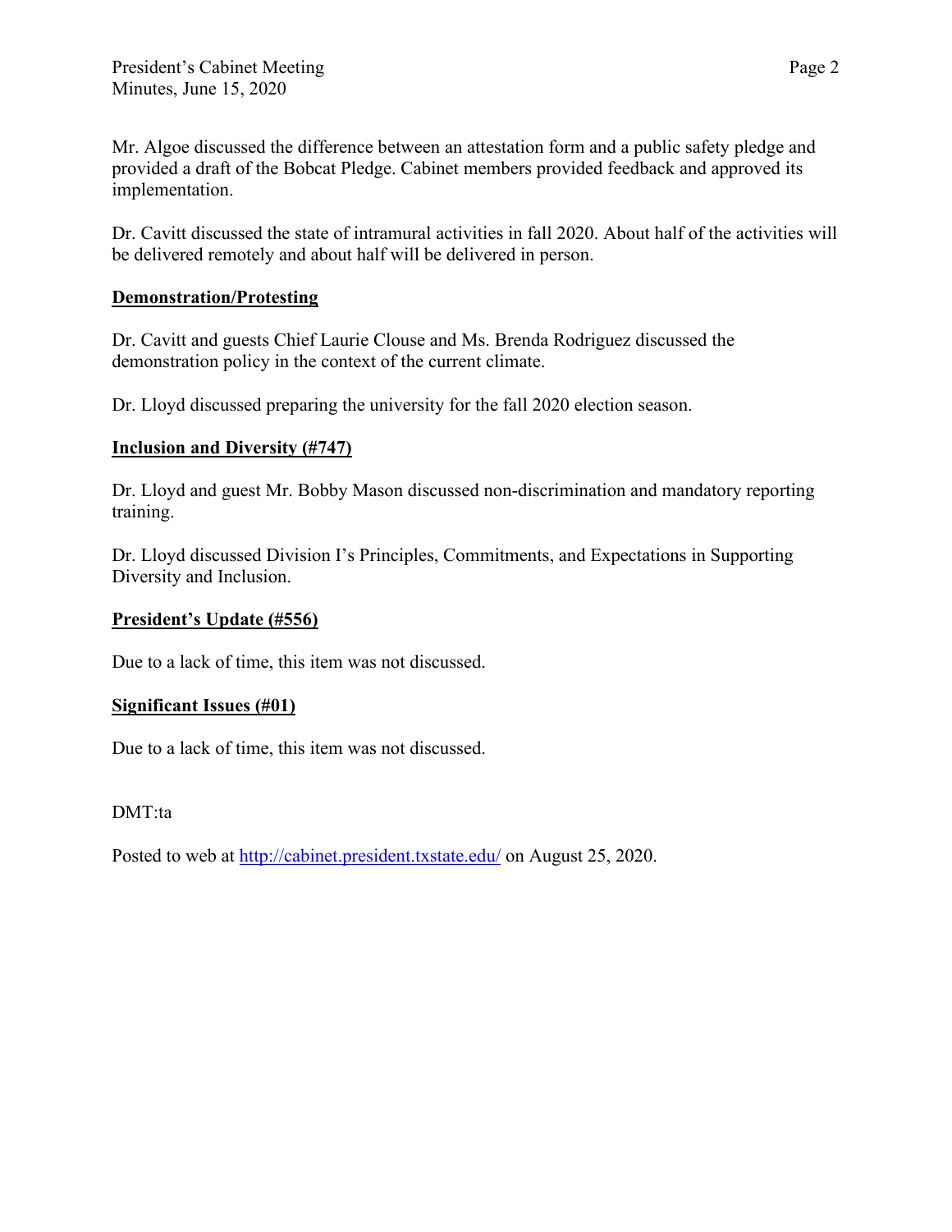Mr. Algoe discussed the difference between an attestation form and a public safety pledge and provided a draft of the Bobcat Pledge. Cabinet members provided feedback and approved its implementation.

Dr. Cavitt discussed the state of intramural activities in fall 2020. About half of the activities will be delivered remotely and about half will be delivered in person.

**Demonstration/Protesting**

Dr. Cavitt and guests Chief Laurie Clouse and Ms. Brenda Rodriguez discussed the demonstration policy in the context of the current climate.

Dr. Lloyd discussed preparing the university for the fall 2020 election season.

**Inclusion and Diversity (#747)**

Dr. Lloyd and guest Mr. Bobby Mason discussed non-discrimination and mandatory reporting training.

Dr. Lloyd discussed Division I's Principles, Commitments, and Expectations in Supporting Diversity and Inclusion.

**President's Update (#556)**

Due to a lack of time, this item was not discussed.

**Significant Issues (#01)**

Due to a lack of time, this item was not discussed.

DMT:ta

Posted to web at [http://cabinet.president.txstate.edu/](http://cabinet.president.txstate.edu/) on August 25, 2020.